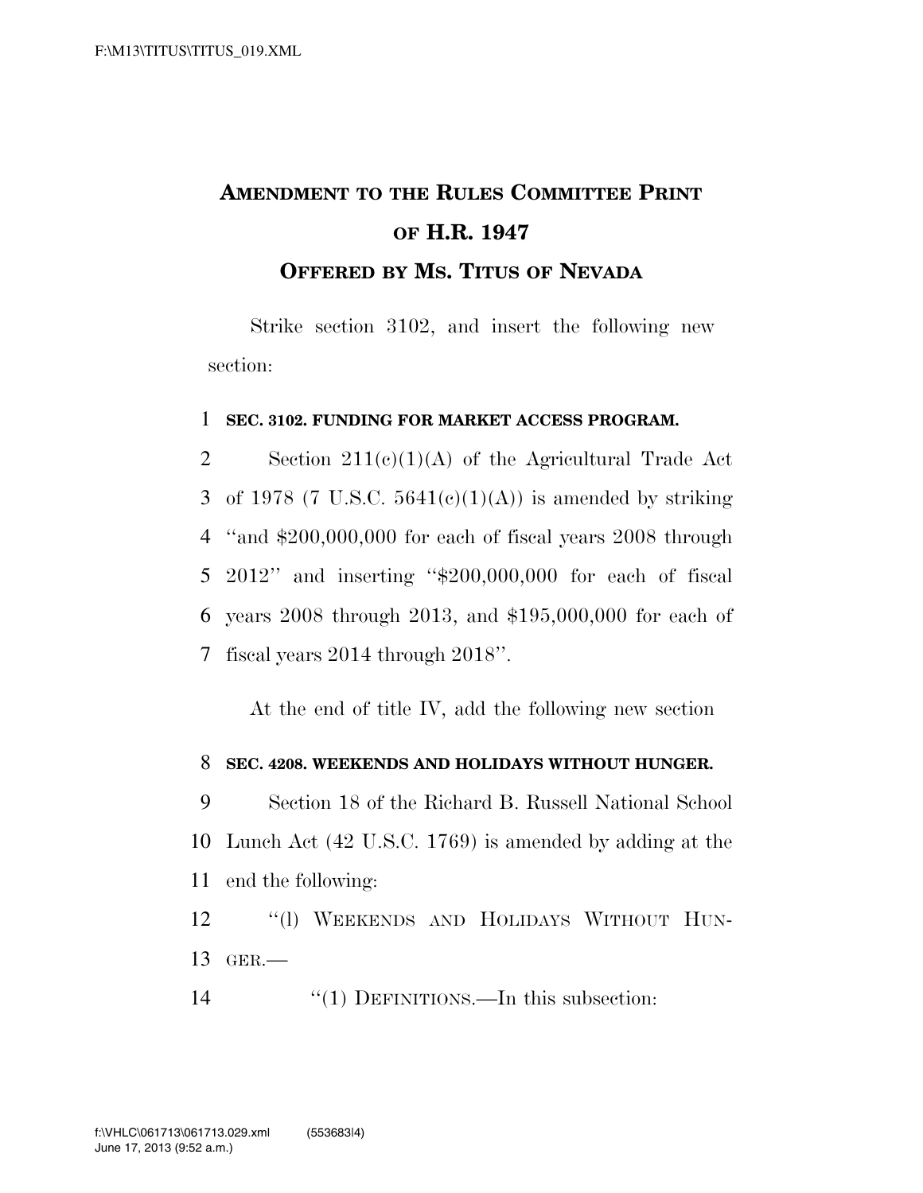# AMENDMENT TO THE RULES COMMITTEE PRINT OF H.R. 1947

## OFFERED BY MS. TITUS OF NEVADA

Strike section 3102, and insert the following new section:

**SEC. 3102. FUNDING FOR MARKET ACCESS PROGRAM.**

Section 211(c)(1)(A) of the Agricultural Trade Act of 1978 (7 U.S.C. 5641(c)(1)(A)) is amended by striking "and $200,000,000 for each of fiscal years 2008 through 2012" and inserting "$200,000,000 for each of fiscal years 2008 through 2013, and $195,000,000 for each of fiscal years 2014 through 2018".

At the end of title IV, add the following new section

**SEC. 4208. WEEKENDS AND HOLIDAYS WITHOUT HUNGER.**

Section 18 of the Richard B. Russell National School Lunch Act (42 U.S.C. 1769) is amended by adding at the end the following:

"(l) WEEKENDS AND HOLIDAYS WITHOUT HUNGER.—

"(1) DEFINITIONS.—In this subsection: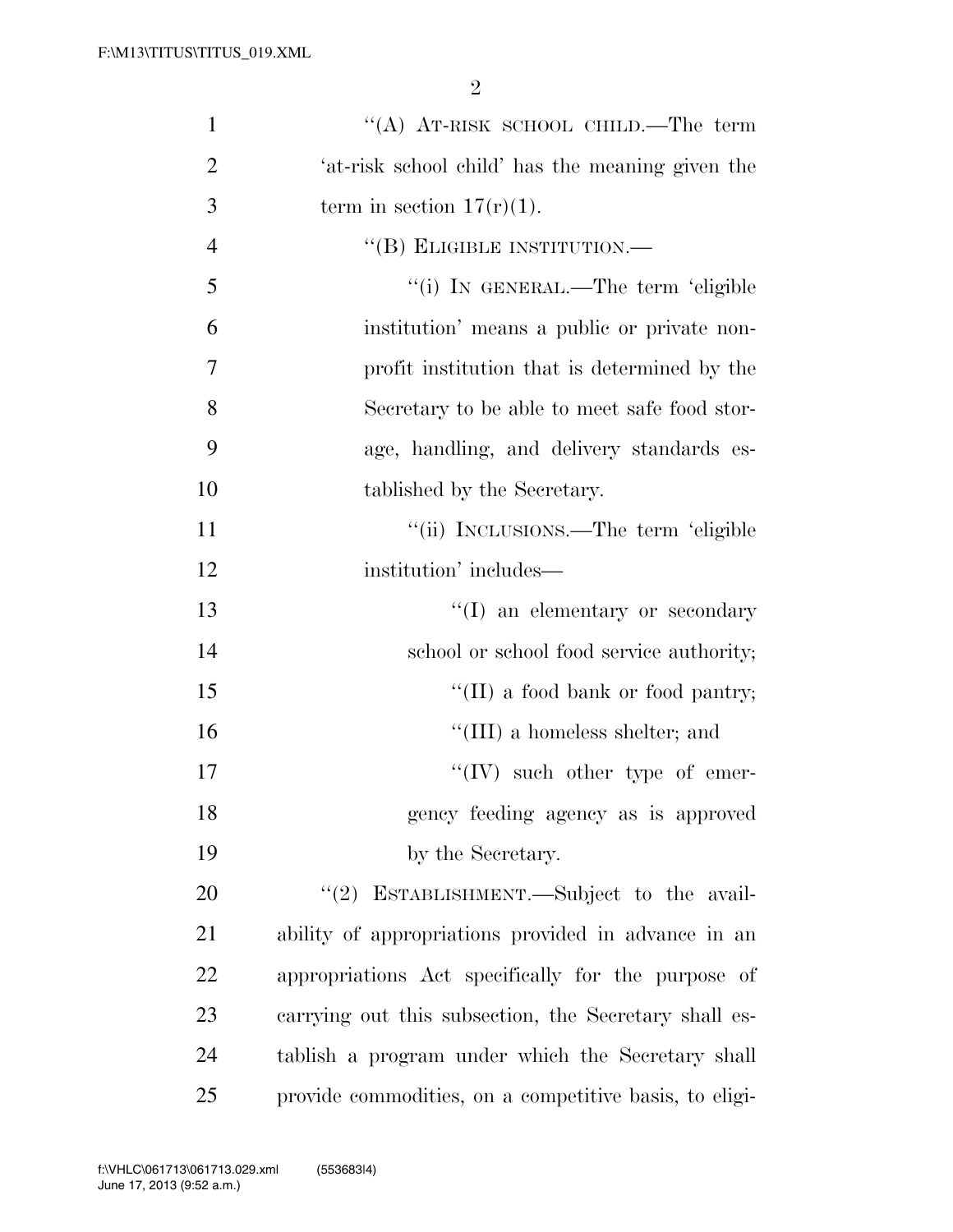"(A) AT-RISK SCHOOL CHILD.—The term 'at-risk school child' has the meaning given the term in section 17(r)(1).

"(B) ELIGIBLE INSTITUTION.—

"(i) IN GENERAL.—The term 'eligible institution' means a public or private non-profit institution that is determined by the Secretary to be able to meet safe food storage, handling, and delivery standards established by the Secretary.

"(ii) INCLUSIONS.—The term 'eligible institution' includes—

"(I) an elementary or secondary school or school food service authority;

"(II) a food bank or food pantry;

"(III) a homeless shelter; and

"(IV) such other type of emergency feeding agency as is approved by the Secretary.

"(2) ESTABLISHMENT.—Subject to the availability of appropriations provided in advance in an appropriations Act specifically for the purpose of carrying out this subsection, the Secretary shall establish a program under which the Secretary shall provide commodities, on a competitive basis, to eligi-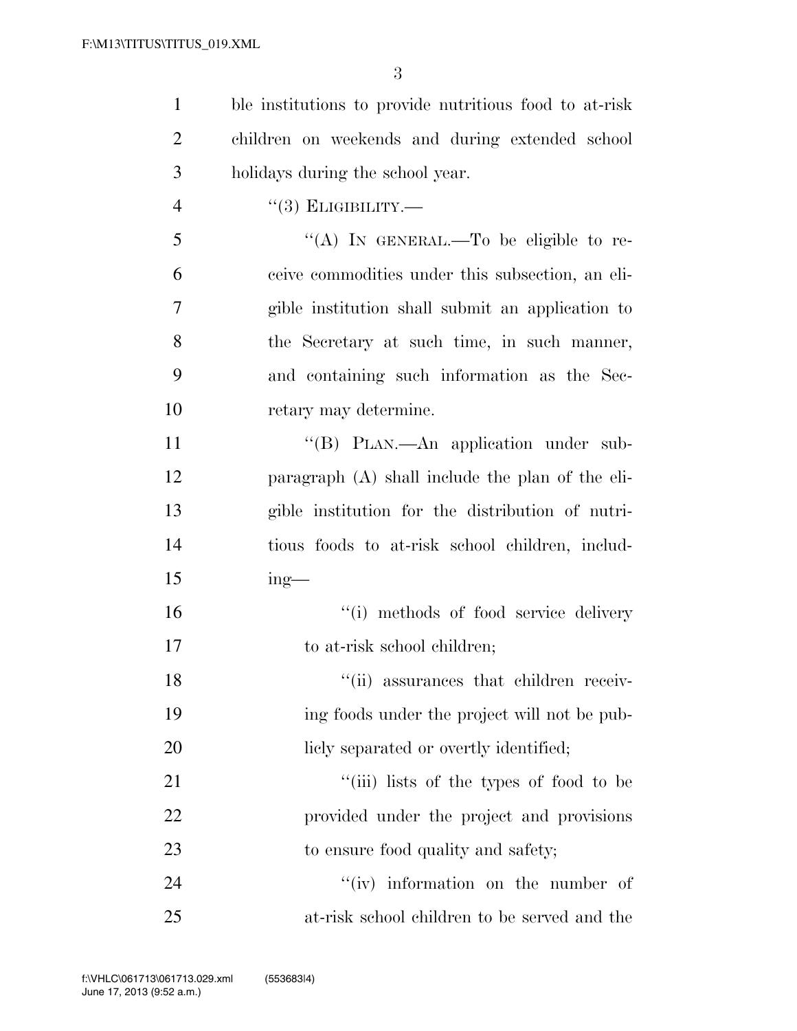ble institutions to provide nutritious food to at-risk children on weekends and during extended school holidays during the school year.

''(3) ELIGIBILITY.—

''(A) IN GENERAL.—To be eligible to receive commodities under this subsection, an eligible institution shall submit an application to the Secretary at such time, in such manner, and containing such information as the Secretary may determine.

''(B) PLAN.—An application under subparagraph (A) shall include the plan of the eligible institution for the distribution of nutritious foods to at-risk school children, including—

''(i) methods of food service delivery to at-risk school children;

''(ii) assurances that children receiving foods under the project will not be publicly separated or overtly identified;

''(iii) lists of the types of food to be provided under the project and provisions to ensure food quality and safety;

''(iv) information on the number of at-risk school children to be served and the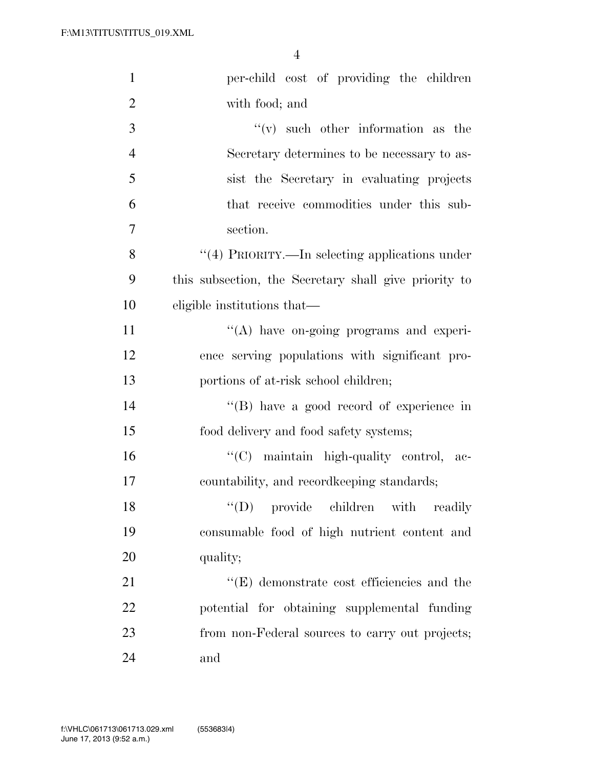per-child cost of providing the children with food; and

''(v) such other information as the Secretary determines to be necessary to assist the Secretary in evaluating projects that receive commodities under this subsection.

''(4) PRIORITY.—In selecting applications under this subsection, the Secretary shall give priority to eligible institutions that—

''(A) have on-going programs and experience serving populations with significant proportions of at-risk school children;

''(B) have a good record of experience in food delivery and food safety systems;

''(C) maintain high-quality control, accountability, and recordkeeping standards;

''(D) provide children with readily consumable food of high nutrient content and quality;

''(E) demonstrate cost efficiencies and the potential for obtaining supplemental funding from non-Federal sources to carry out projects; and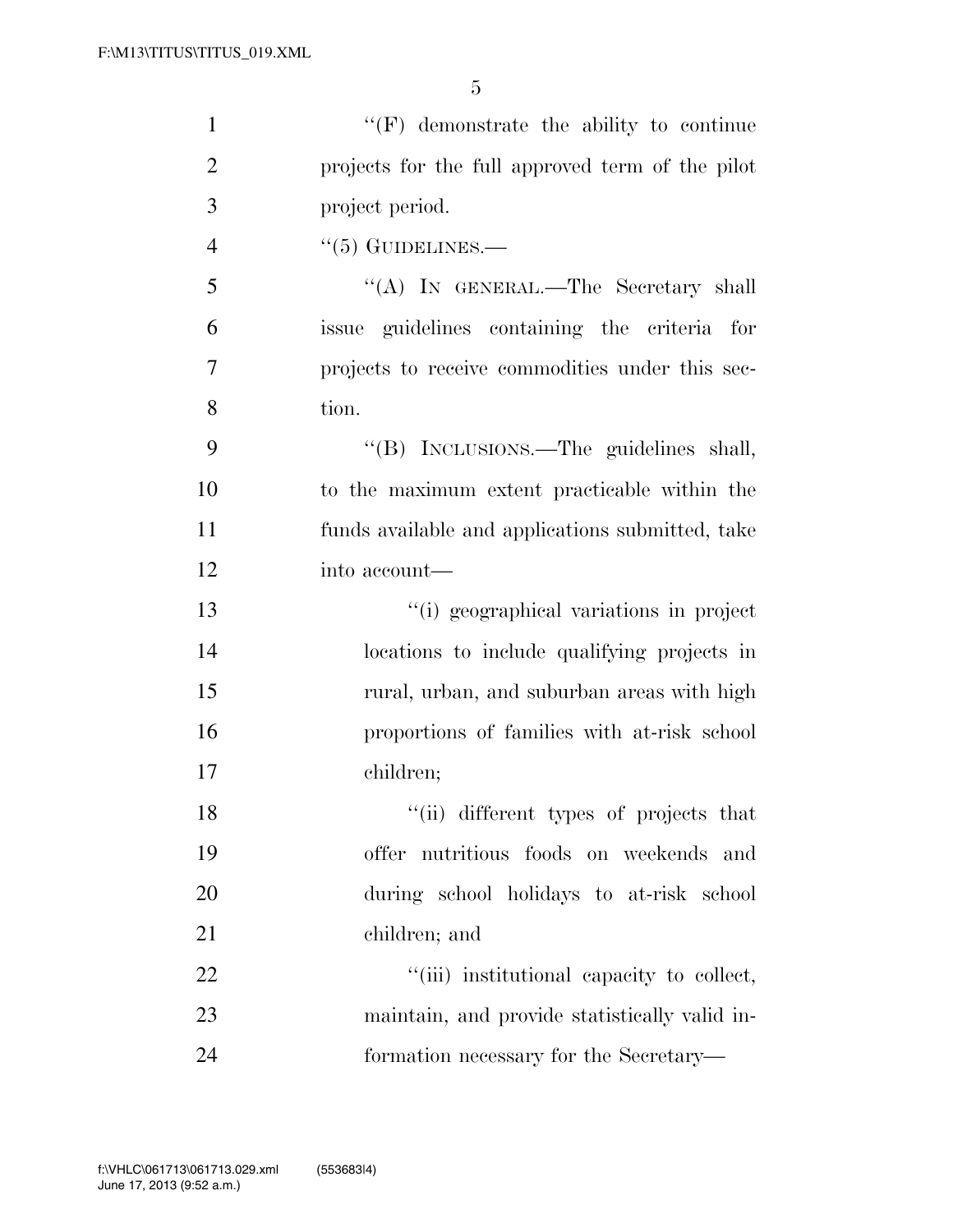"(F) demonstrate the ability to continue projects for the full approved term of the pilot project period.

"(5) GUIDELINES.—

"(A) IN GENERAL.—The Secretary shall issue guidelines containing the criteria for projects to receive commodities under this section.

"(B) INCLUSIONS.—The guidelines shall, to the maximum extent practicable within the funds available and applications submitted, take into account—

"(i) geographical variations in project locations to include qualifying projects in rural, urban, and suburban areas with high proportions of families with at-risk school children;

"(ii) different types of projects that offer nutritious foods on weekends and during school holidays to at-risk school children; and

"(iii) institutional capacity to collect, maintain, and provide statistically valid information necessary for the Secretary—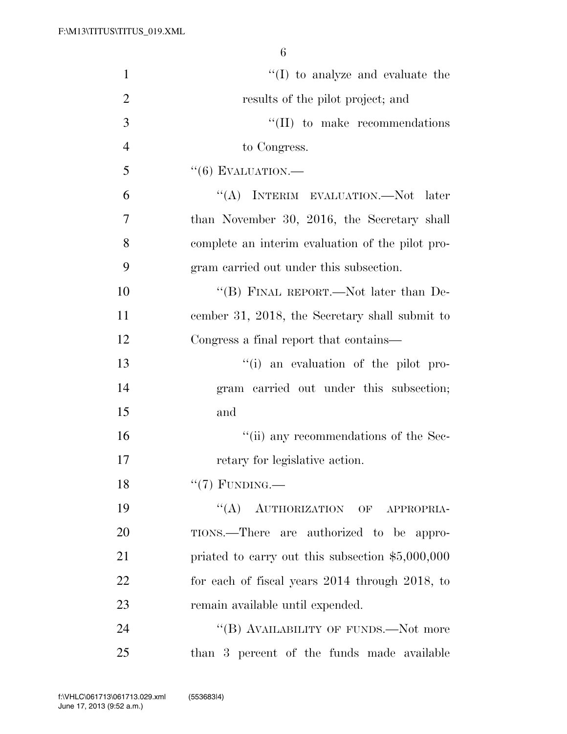"(I) to analyze and evaluate the results of the pilot project; and

"(II) to make recommendations to Congress.

"(6) EVALUATION.—

"(A) INTERIM EVALUATION.—Not later than November 30, 2016, the Secretary shall complete an interim evaluation of the pilot program carried out under this subsection.

"(B) FINAL REPORT.—Not later than December 31, 2018, the Secretary shall submit to Congress a final report that contains—

"(i) an evaluation of the pilot program carried out under this subsection; and

"(ii) any recommendations of the Secretary for legislative action.

"(7) FUNDING.—

"(A) AUTHORIZATION OF APPROPRIATIONS.—There are authorized to be appropriated to carry out this subsection $5,000,000 for each of fiscal years 2014 through 2018, to remain available until expended.

"(B) AVAILABILITY OF FUNDS.—Not more than 3 percent of the funds made available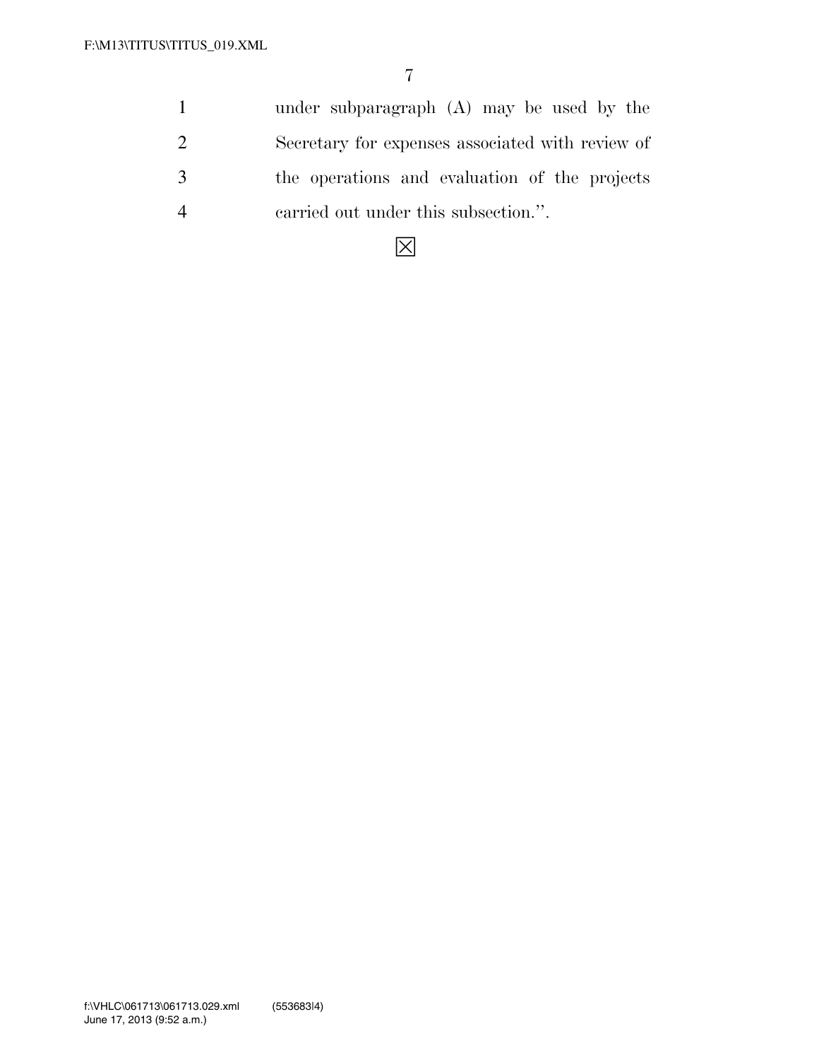under subparagraph (A) may be used by the Secretary for expenses associated with review of the operations and evaluation of the projects carried out under this subsection.''.